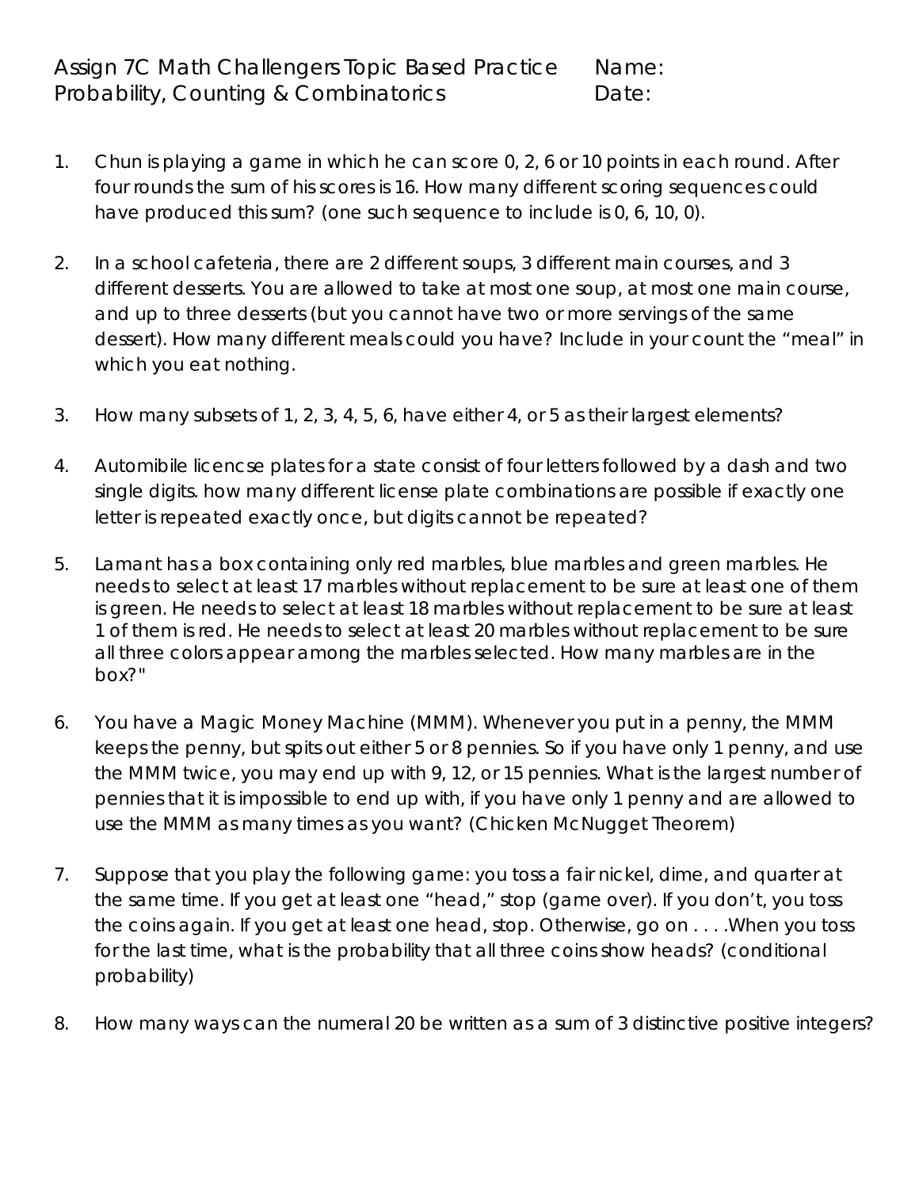Assign 7C Math Challengers Topic Based Practice  
Probability, Counting & Combinatorics

Name:  
Date:

1. Chun is playing a game in which he can score 0, 2, 6 or 10 points in each round. After four rounds the sum of his scores is 16. How many different scoring sequences could have produced this sum? (one such sequence to include is 0, 6, 10, 0).

2. In a school cafeteria, there are 2 different soups, 3 different main courses, and 3 different desserts. You are allowed to take at most one soup, at most one main course, and up to three desserts (but you cannot have two or more servings of the same dessert). How many different meals could you have? Include in your count the "meal" in which you eat nothing.

3. How many subsets of 1, 2, 3, 4, 5, 6, have either 4, or 5 as their largest elements?

4. Automibile licencse plates for a state consist of four letters followed by a dash and two single digits. how many different license plate combinations are possible if exactly one letter is repeated exactly once, but digits cannot be repeated?

5. Lamant has a box containing only red marbles, blue marbles and green marbles. He needs to select at least 17 marbles without replacement to be sure at least one of them is green. He needs to select at least 18 marbles without replacement to be sure at least 1 of them is red. He needs to select at least 20 marbles without replacement to be sure all three colors appear among the marbles selected. How many marbles are in the box?"

6. You have a Magic Money Machine (MMM). Whenever you put in a penny, the MMM keeps the penny, but spits out either 5 or 8 pennies. So if you have only 1 penny, and use the MMM twice, you may end up with 9, 12, or 15 pennies. What is the largest number of pennies that it is impossible to end up with, if you have only 1 penny and are allowed to use the MMM as many times as you want? (Chicken McNugget Theorem)

7. Suppose that you play the following game: you toss a fair nickel, dime, and quarter at the same time. If you get at least one "head," stop (game over). If you don't, you toss the coins again. If you get at least one head, stop. Otherwise, go on . . . .When you toss for the last time, what is the probability that all three coins show heads? (conditional probability)

8. How many ways can the numeral 20 be written as a sum of 3 distinctive positive integers?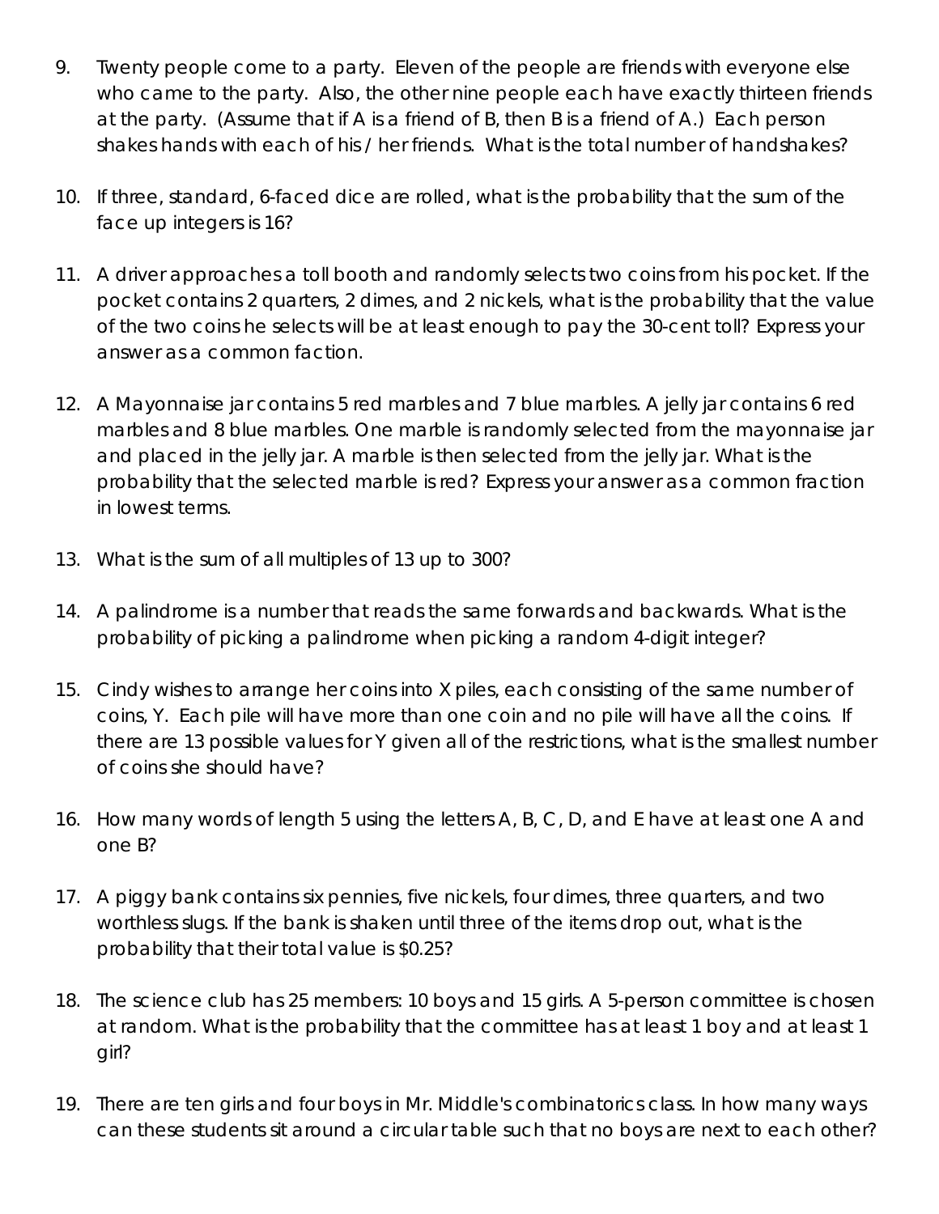9. Twenty people come to a party. Eleven of the people are friends with everyone else who came to the party. Also, the other nine people each have exactly thirteen friends at the party. (Assume that if A is a friend of B, then B is a friend of A.) Each person shakes hands with each of his / her friends. What is the total number of handshakes?

10. If three, standard, 6-faced dice are rolled, what is the probability that the sum of the face up integers is 16?

11. A driver approaches a toll booth and randomly selects two coins from his pocket. If the pocket contains 2 quarters, 2 dimes, and 2 nickels, what is the probability that the value of the two coins he selects will be at least enough to pay the 30-cent toll? Express your answer as a common faction.

12. A Mayonnaise jar contains 5 red marbles and 7 blue marbles. A jelly jar contains 6 red marbles and 8 blue marbles. One marble is randomly selected from the mayonnaise jar and placed in the jelly jar. A marble is then selected from the jelly jar. What is the probability that the selected marble is red? Express your answer as a common fraction in lowest terms.

13. What is the sum of all multiples of 13 up to 300?

14. A palindrome is a number that reads the same forwards and backwards. What is the probability of picking a palindrome when picking a random 4-digit integer?

15. Cindy wishes to arrange her coins into X piles, each consisting of the same number of coins, Y. Each pile will have more than one coin and no pile will have all the coins. If there are 13 possible values for Y given all of the restrictions, what is the smallest number of coins she should have?

16. How many words of length 5 using the letters A, B, C, D, and E have at least one A and one B?

17. A piggy bank contains six pennies, five nickels, four dimes, three quarters, and two worthless slugs. If the bank is shaken until three of the items drop out, what is the probability that their total value is \$0.25?

18. The science club has 25 members: 10 boys and 15 girls. A 5-person committee is chosen at random. What is the probability that the committee has at least 1 boy and at least 1 girl?

19. There are ten girls and four boys in Mr. Middle's combinatorics class. In how many ways can these students sit around a circular table such that no boys are next to each other?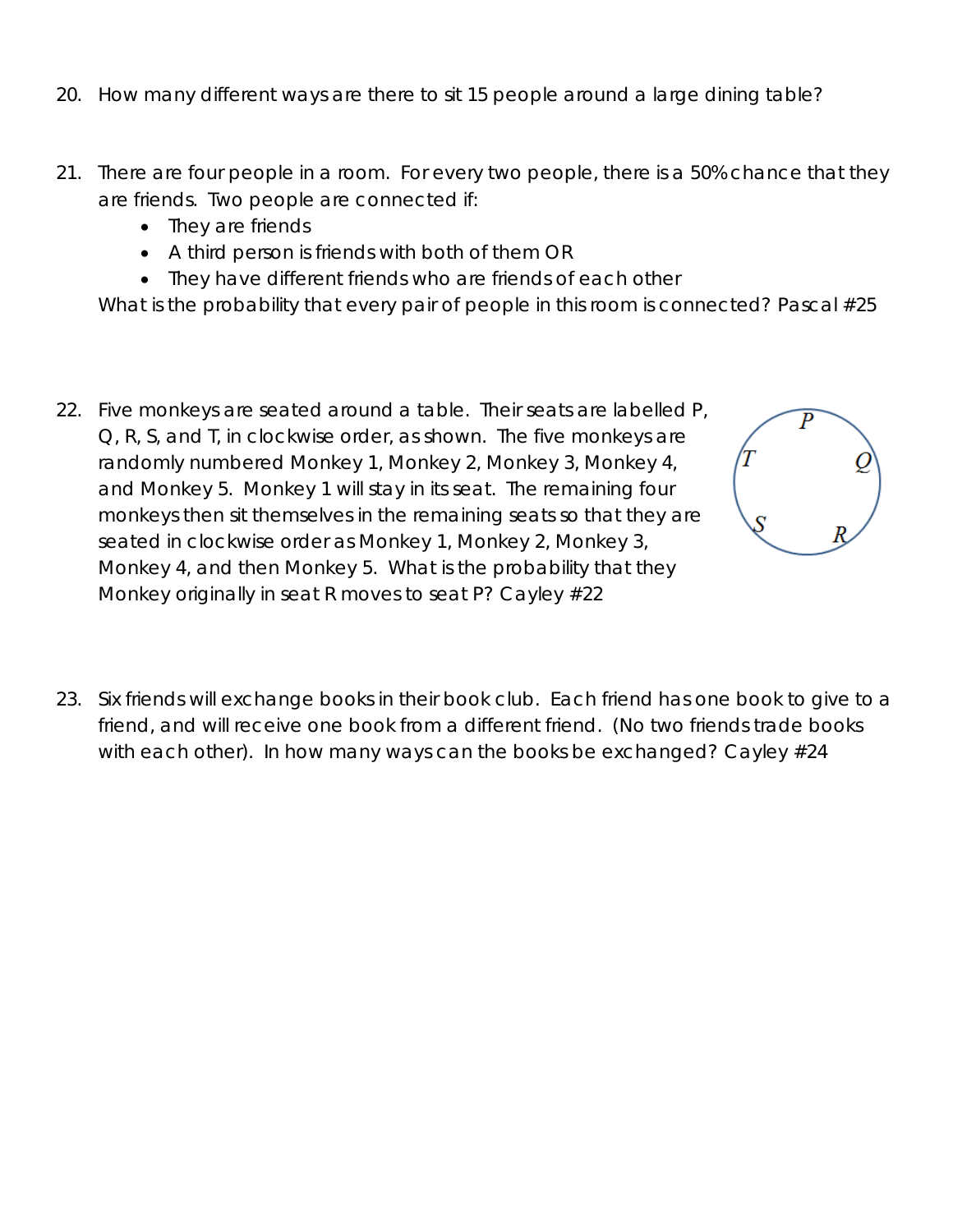20. How many different ways are there to sit 15 people around a large dining table?

21. There are four people in a room. For every two people, there is a 50% chance that they are friends. Two people are connected if:
    - They are friends
    - A third person is friends with both of them OR
    - They have different friends who are friends of each other

    What is the probability that every pair of people in this room is connected? Pascal #25

22. Five monkeys are seated around a table. Their seats are labelled P, Q, R, S, and T, in clockwise order, as shown. The five monkeys are randomly numbered Monkey 1, Monkey 2, Monkey 3, Monkey 4, and Monkey 5. Monkey 1 will stay in its seat. The remaining four monkeys then sit themselves in the remaining seats so that they are seated in clockwise order as Monkey 1, Monkey 2, Monkey 3, Monkey 4, and then Monkey 5. What is the probability that they Monkey originally in seat R moves to seat P? Cayley #22

23. Six friends will exchange books in their book club. Each friend has one book to give to a friend, and will receive one book from a different friend. (No two friends trade books with each other). In how many ways can the books be exchanged? Cayley #24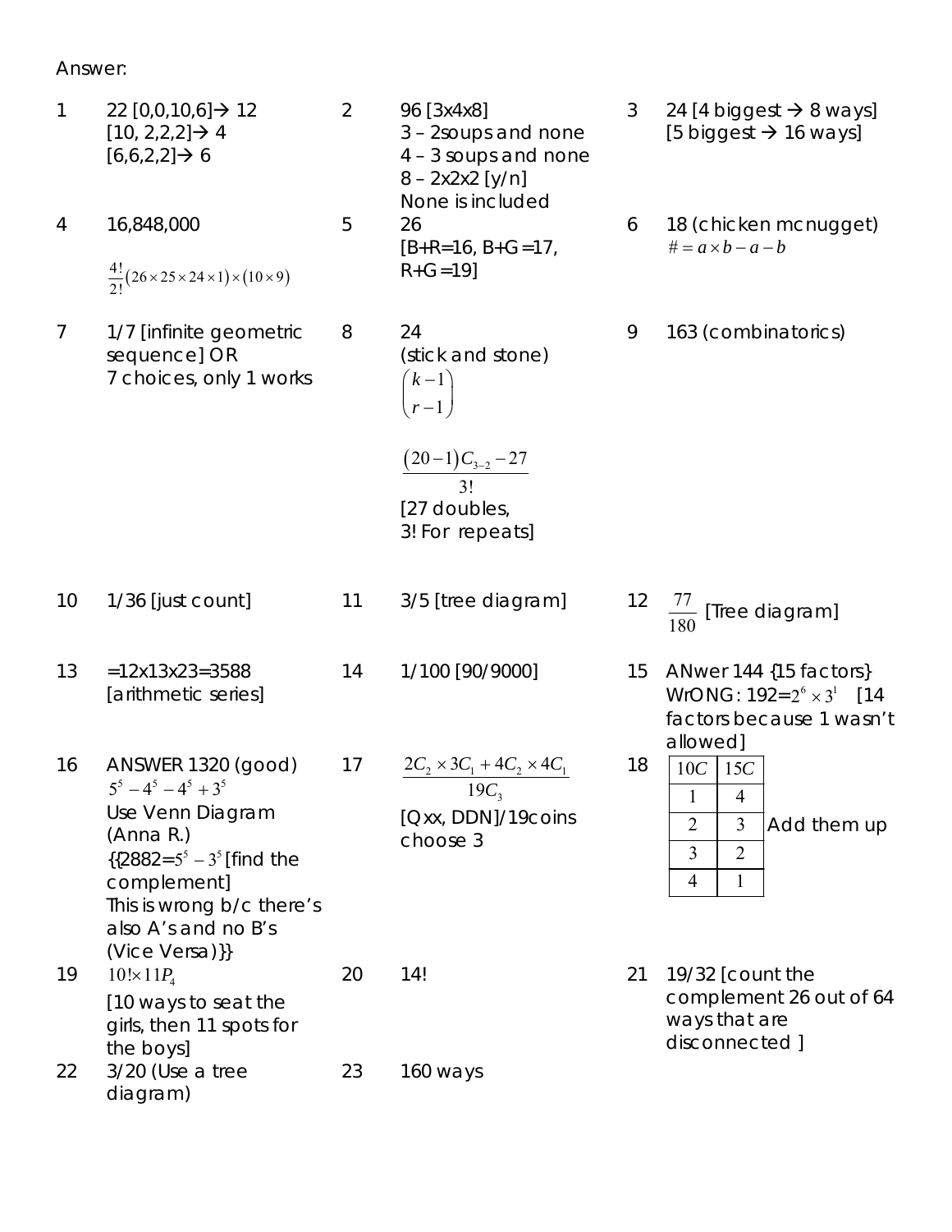Answer:

1. 22 [0,0,10,6]→ 12
[10, 2,2,2]→ 4
[6,6,2,2]→ 6

2. 96 [3x4x8]
3 – 2soups and none
4 – 3 soups and none
8 – 2x2x2 [y/n]
None is included

3. 24 [4 biggest → 8 ways]
[5 biggest → 16 ways]

4. 16,848,000
$\frac{4!}{2!}(26\times 25\times 24\times 1)\times(10\times 9)$

5. 26
[B+R=16, B+G=17, R+G=19]

6. 18 (chicken mcnugget)
$\# = a\times b - a - b$

7. 1/7 [infinite geometric sequence] OR
7 choices, only 1 works

8. 24
(stick and stone)
$\binom{k-1}{r-1}$

$\frac{(20-1)C_{3-2}-27}{3!}$
[27 doubles,
3! For repeats]

9. 163 (combinatorics)

10. 1/36 [just count]

11. 3/5 [tree diagram]

12. $\frac{77}{180}$ [Tree diagram]

13. =12x13x23=3588
[arithmetic series]

14. 1/100 [90/9000]

15. ANwer 144 {15 factors}
WrONG: 192=$2^6\times 3^1$ [14 factors because 1 wasn't allowed]

16. ANSWER 1320 (good)
$5^5-4^5-4^5+3^5$
Use Venn Diagram (Anna R.)
{{2882=$5^5-3^5$ [find the complement]
This is wrong b/c there's also A's and no B's (Vice Versa)}}

17. $\frac{2C_2\times 3C_1+4C_2\times 4C_1}{19C_3}$
[Qxx, DDN]/19coins choose 3

18.

| $10C$ | $15C$ |
|---|---|
| 1 | 4 |
| 2 | 3 |
| 3 | 2 |
| 4 | 1 |

Add them up

19. $10!\times 11P_4$
[10 ways to seat the girls, then 11 spots for the boys]

20. 14!

21. 19/32 [count the complement 26 out of 64 ways that are disconnected ]

22. 3/20 (Use a tree diagram)

23. 160 ways